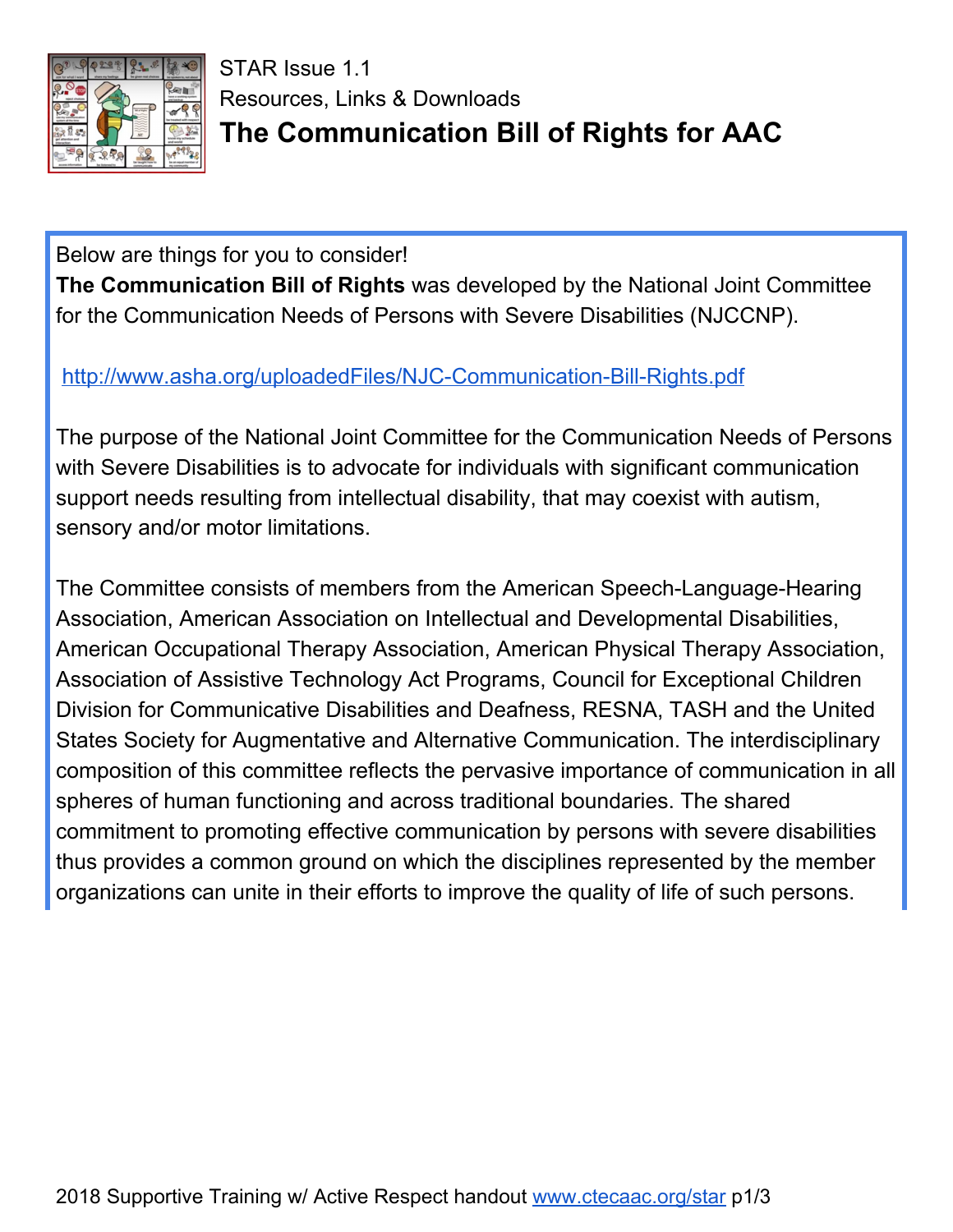STAR Issue 1.1

Resources, Links & Downloads

# The Communication Bill of Rights for AAC

Below are things for you to consider!

**The Communication Bill of Rights** was developed by the National Joint Committee for the Communication Needs of Persons with Severe Disabilities (NJCCNP).

[http://www.asha.org/uploadedFiles/NJC-Communication-Bill-Rights.pdf](http://www.asha.org/uploadedFiles/NJC-Communication-Bill-Rights.pdf)

The purpose of the National Joint Committee for the Communication Needs of Persons with Severe Disabilities is to advocate for individuals with significant communication support needs resulting from intellectual disability, that may coexist with autism, sensory and/or motor limitations.

The Committee consists of members from the American Speech-Language-Hearing Association, American Association on Intellectual and Developmental Disabilities, American Occupational Therapy Association, American Physical Therapy Association, Association of Assistive Technology Act Programs, Council for Exceptional Children Division for Communicative Disabilities and Deafness, RESNA, TASH and the United States Society for Augmentative and Alternative Communication. The interdisciplinary composition of this committee reflects the pervasive importance of communication in all spheres of human functioning and across traditional boundaries. The shared commitment to promoting effective communication by persons with severe disabilities thus provides a common ground on which the disciplines represented by the member organizations can unite in their efforts to improve the quality of life of such persons.

2018 Supportive Training w/ Active Respect handout [www.ctecaac.org/star](http://www.ctecaac.org/star)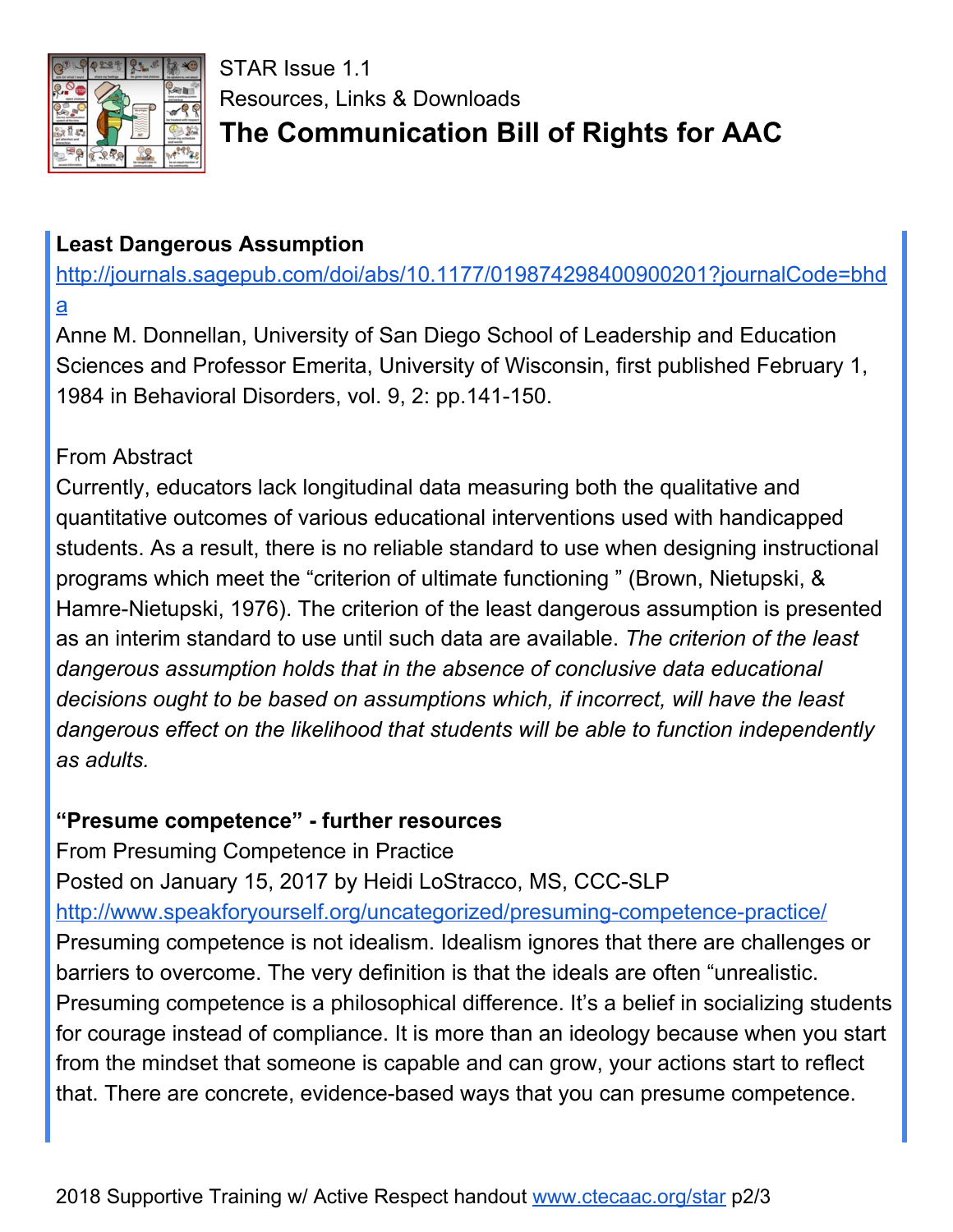STAR Issue 1.1
Resources, Links & Downloads

# The Communication Bill of Rights for AAC

**Least Dangerous Assumption**

http://journals.sagepub.com/doi/abs/10.1177/019874298400900201?journalCode=bhda

Anne M. Donnellan, University of San Diego School of Leadership and Education Sciences and Professor Emerita, University of Wisconsin, first published February 1, 1984 in Behavioral Disorders, vol. 9, 2: pp.141-150.

From Abstract

Currently, educators lack longitudinal data measuring both the qualitative and quantitative outcomes of various educational interventions used with handicapped students. As a result, there is no reliable standard to use when designing instructional programs which meet the "criterion of ultimate functioning " (Brown, Nietupski, & Hamre-Nietupski, 1976). The criterion of the least dangerous assumption is presented as an interim standard to use until such data are available. *The criterion of the least dangerous assumption holds that in the absence of conclusive data educational decisions ought to be based on assumptions which, if incorrect, will have the least dangerous effect on the likelihood that students will be able to function independently as adults.*

**"Presume competence" - further resources**

From Presuming Competence in Practice
Posted on January 15, 2017 by Heidi LoStracco, MS, CCC-SLP
http://www.speakforyourself.org/uncategorized/presuming-competence-practice/

Presuming competence is not idealism. Idealism ignores that there are challenges or barriers to overcome. The very definition is that the ideals are often "unrealistic. Presuming competence is a philosophical difference. It's a belief in socializing students for courage instead of compliance. It is more than an ideology because when you start from the mindset that someone is capable and can grow, your actions start to reflect that. There are concrete, evidence-based ways that you can presume competence.

2018 Supportive Training w/ Active Respect handout www.ctecaac.org/star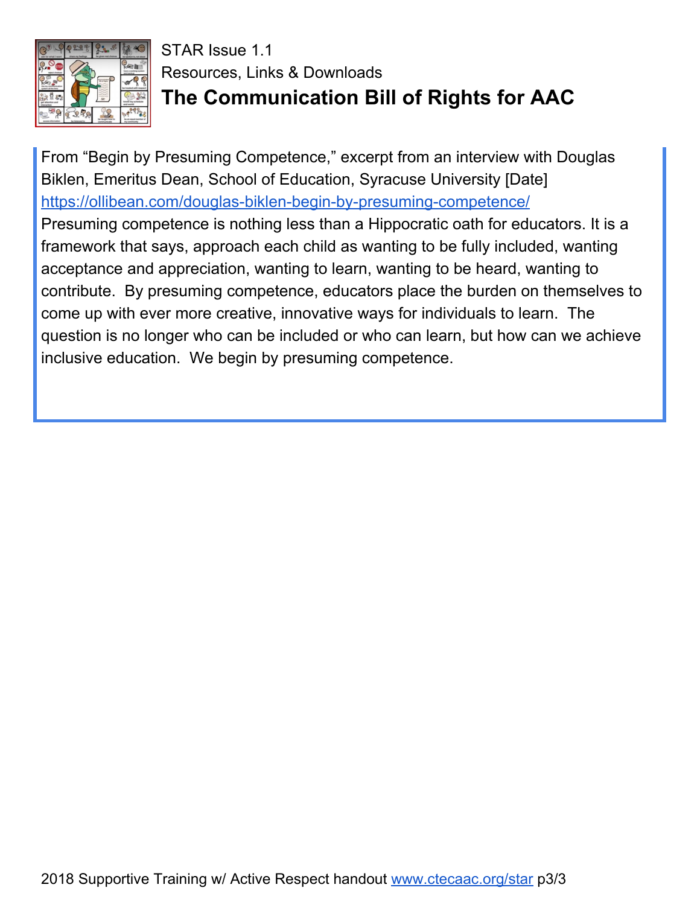STAR Issue 1.1

Resources, Links & Downloads

# The Communication Bill of Rights for AAC

From "Begin by Presuming Competence," excerpt from an interview with Douglas Biklen, Emeritus Dean, School of Education, Syracuse University [Date]
https://ollibean.com/douglas-biklen-begin-by-presuming-competence/
Presuming competence is nothing less than a Hippocratic oath for educators. It is a framework that says, approach each child as wanting to be fully included, wanting acceptance and appreciation, wanting to learn, wanting to be heard, wanting to contribute. By presuming competence, educators place the burden on themselves to come up with ever more creative, innovative ways for individuals to learn. The question is no longer who can be included or who can learn, but how can we achieve inclusive education. We begin by presuming competence.

2018 Supportive Training w/ Active Respect handout www.ctecaac.org/star